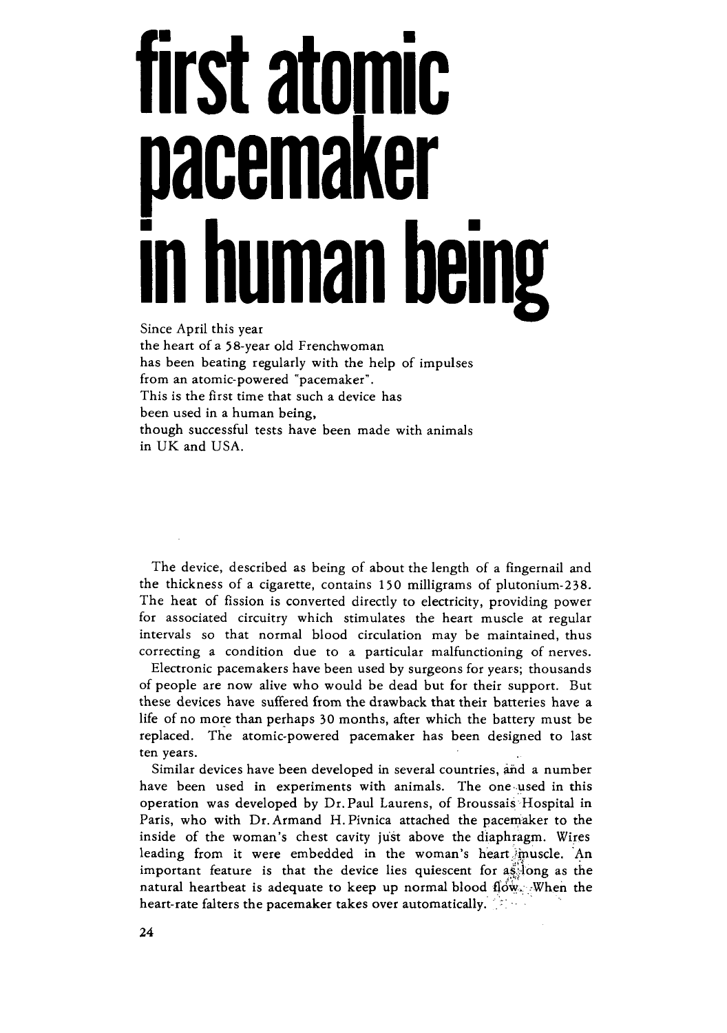# first atomic pacemaker in human being

Since April this year
the heart of a 58-year old Frenchwoman
has been beating regularly with the help of impulses
from an atomic-powered "pacemaker".
This is the first time that such a device has
been used in a human being,
though successful tests have been made with animals
in UK and USA.

The device, described as being of about the length of a fingernail and the thickness of a cigarette, contains 150 milligrams of plutonium-238. The heat of fission is converted directly to electricity, providing power for associated circuitry which stimulates the heart muscle at regular intervals so that normal blood circulation may be maintained, thus correcting a condition due to a particular malfunctioning of nerves.

Electronic pacemakers have been used by surgeons for years; thousands of people are now alive who would be dead but for their support. But these devices have suffered from the drawback that their batteries have a life of no more than perhaps 30 months, after which the battery must be replaced. The atomic-powered pacemaker has been designed to last ten years.

Similar devices have been developed in several countries, and a number have been used in experiments with animals. The one used in this operation was developed by Dr. Paul Laurens, of Broussais Hospital in Paris, who with Dr. Armand H. Pivnica attached the pacemaker to the inside of the woman's chest cavity just above the diaphragm. Wires leading from it were embedded in the woman's heart muscle. An important feature is that the device lies quiescent for as long as the natural heartbeat is adequate to keep up normal blood flow. When the heart-rate falters the pacemaker takes over automatically.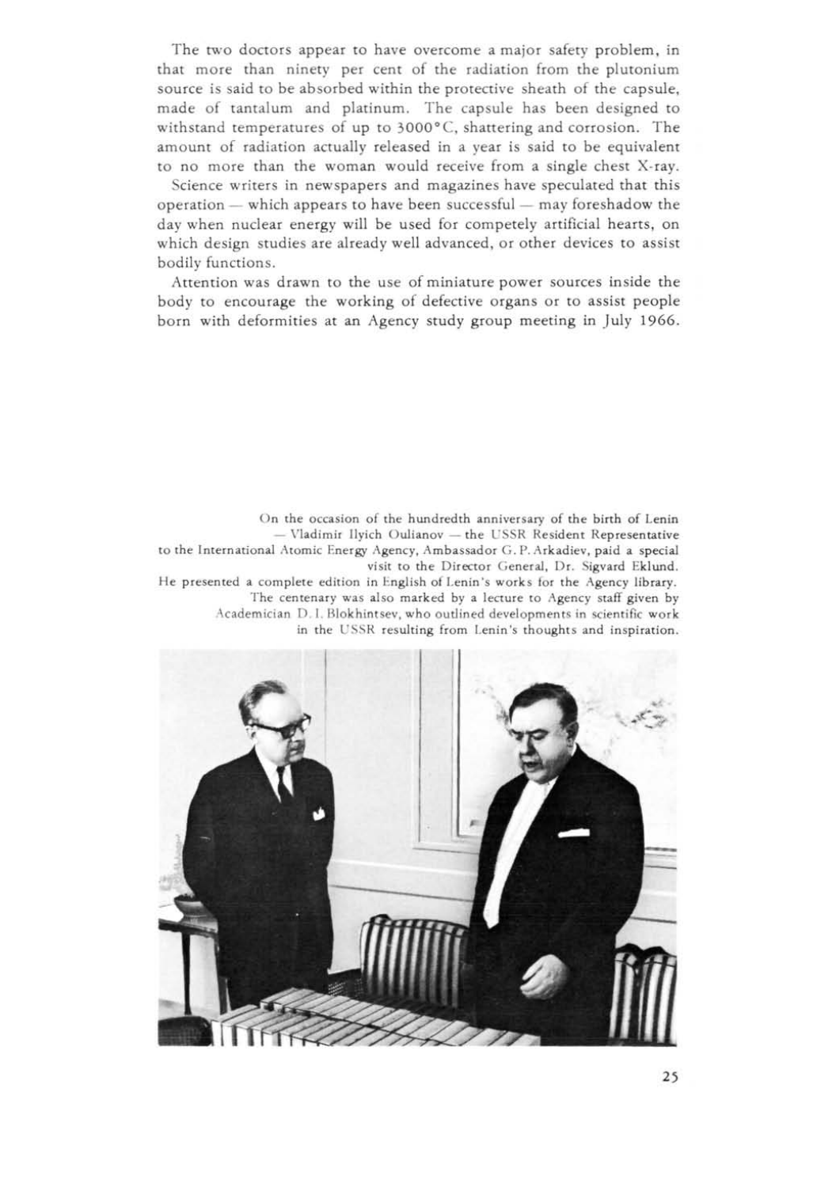The two doctors appear to have overcome a major safety problem, in that more than ninety per cent of the radiation from the plutonium source is said to be absorbed within the protective sheath of the capsule, made of tantalum and platinum. The capsule has been designed to withstand temperatures of up to 3000°C, shattering and corrosion. The amount of radiation actually released in a year is said to be equivalent to no more than the woman would receive from a single chest X-ray.

Science writers in newspapers and magazines have speculated that this operation — which appears to have been successful — may foreshadow the day when nuclear energy will be used for competely artificial hearts, on which design studies are already well advanced, or other devices to assist bodily functions.

Attention was drawn to the use of miniature power sources inside the body to encourage the working of defective organs or to assist people born with deformities at an Agency study group meeting in July 1966.

On the occasion of the hundredth anniversary of the birth of Lenin — Vladimir Ilyich Oulianov — the USSR Resident Representative to the International Atomic Energy Agency, Ambassador G. P. Arkadiev, paid a special visit to the Director General, Dr. Sigvard Eklund. He presented a complete edition in English of Lenin's works for the Agency library. The centenary was also marked by a lecture to Agency staff given by Academician D. I. Blokhintsev, who outlined developments in scientific work in the USSR resulting from Lenin's thoughts and inspiration.